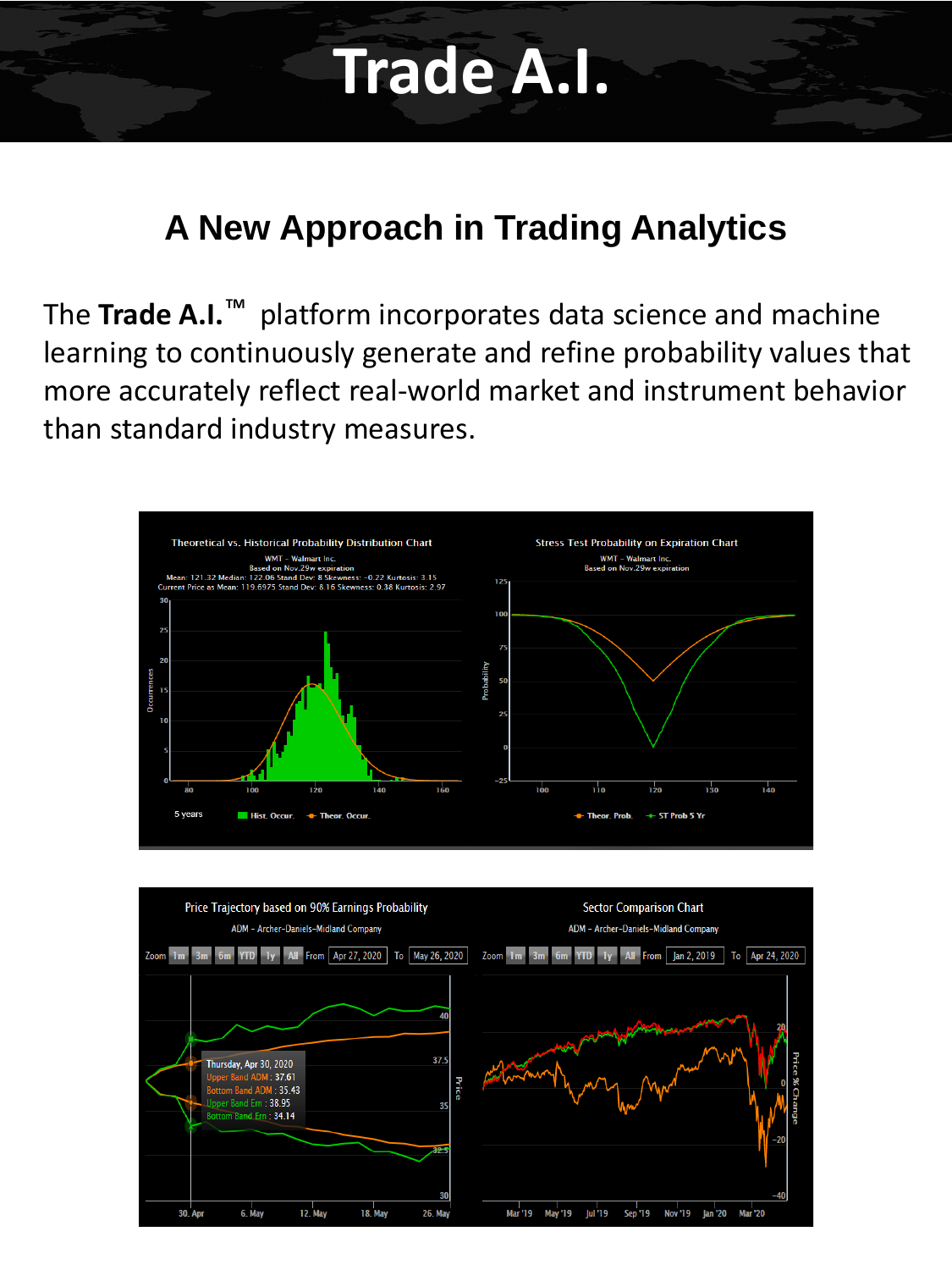# Trade A.I.

## A New Approach in Trading Analytics

The **Trade A.I.**™ platform incorporates data science and machine learning to continuously generate and refine probability values that more accurately reflect real-world market and instrument behavior than standard industry measures.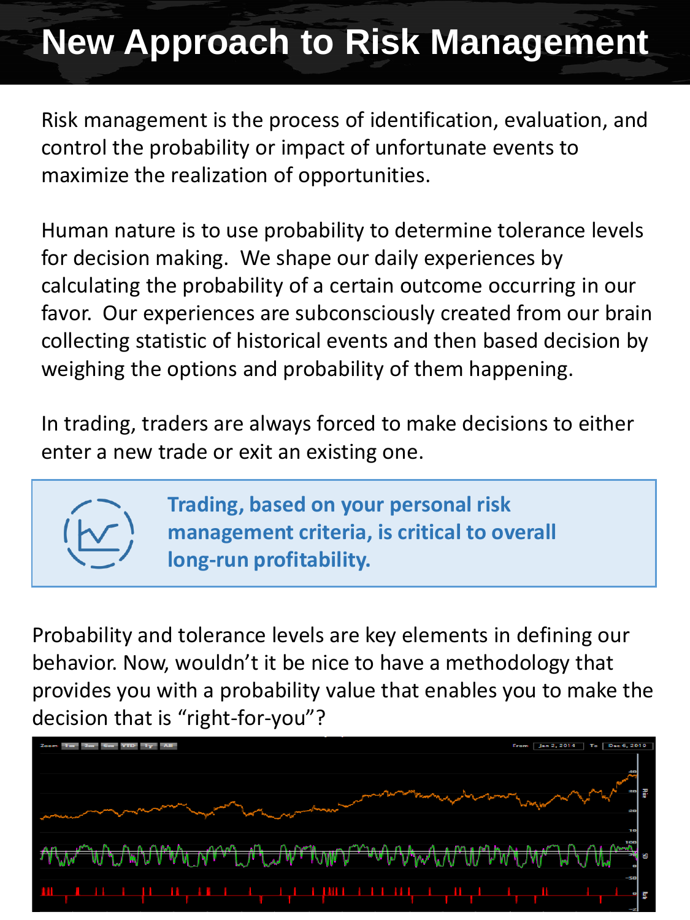# New Approach to Risk Management

Risk management is the process of identification, evaluation, and control the probability or impact of unfortunate events to maximize the realization of opportunities.

Human nature is to use probability to determine tolerance levels for decision making. We shape our daily experiences by calculating the probability of a certain outcome occurring in our favor. Our experiences are subconsciously created from our brain collecting statistic of historical events and then based decision by weighing the options and probability of them happening.

In trading, traders are always forced to make decisions to either enter a new trade or exit an existing one.

**Trading, based on your personal risk management criteria, is critical to overall long-run profitability.**

Probability and tolerance levels are key elements in defining our behavior. Now, wouldn't it be nice to have a methodology that provides you with a probability value that enables you to make the decision that is "right-for-you"?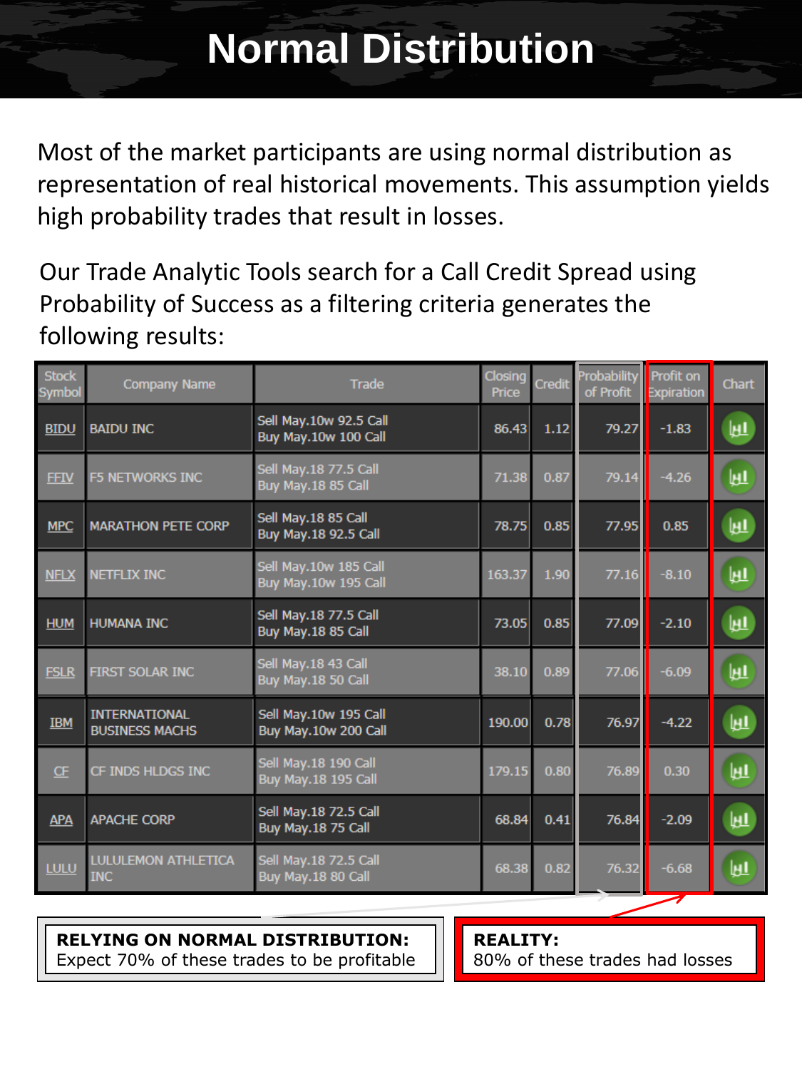# Normal Distribution

Most of the market participants are using normal distribution as representation of real historical movements. This assumption yields high probability trades that result in losses.

Our Trade Analytic Tools search for a Call Credit Spread using Probability of Success as a filtering criteria generates the following results:

| Stock Symbol | Company Name | Trade | Closing Price | Credit | Probability of Profit | Profit on Expiration | Chart |
|---|---|---|---|---|---|---|---|
| BIDU | BAIDU INC | Sell May.10w 92.5 Call<br>Buy May.10w 100 Call | 86.43 | 1.12 | 79.27 | -1.83 | |
| FFIV | F5 NETWORKS INC | Sell May.18 77.5 Call<br>Buy May.18 85 Call | 71.38 | 0.87 | 79.14 | -4.26 | |
| MPC | MARATHON PETE CORP | Sell May.18 85 Call<br>Buy May.18 92.5 Call | 78.75 | 0.85 | 77.95 | 0.85 | |
| NFLX | NETFLIX INC | Sell May.10w 185 Call<br>Buy May.10w 195 Call | 163.37 | 1.90 | 77.16 | -8.10 | |
| HUM | HUMANA INC | Sell May.18 77.5 Call<br>Buy May.18 85 Call | 73.05 | 0.85 | 77.09 | -2.10 | |
| FSLR | FIRST SOLAR INC | Sell May.18 43 Call<br>Buy May.18 50 Call | 38.10 | 0.89 | 77.06 | -6.09 | |
| IBM | INTERNATIONAL BUSINESS MACHS | Sell May.10w 195 Call<br>Buy May.10w 200 Call | 190.00 | 0.78 | 76.97 | -4.22 | |
| CF | CF INDS HLDGS INC | Sell May.18 190 Call<br>Buy May.18 195 Call | 179.15 | 0.80 | 76.89 | 0.30 | |
| APA | APACHE CORP | Sell May.18 72.5 Call<br>Buy May.18 75 Call | 68.84 | 0.41 | 76.84 | -2.09 | |
| LULU | LULULEMON ATHLETICA INC | Sell May.18 72.5 Call<br>Buy May.18 80 Call | 68.38 | 0.82 | 76.32 | -6.68 | |

**RELYING ON NORMAL DISTRIBUTION:**
Expect 70% of these trades to be profitable

**REALITY:**
80% of these trades had losses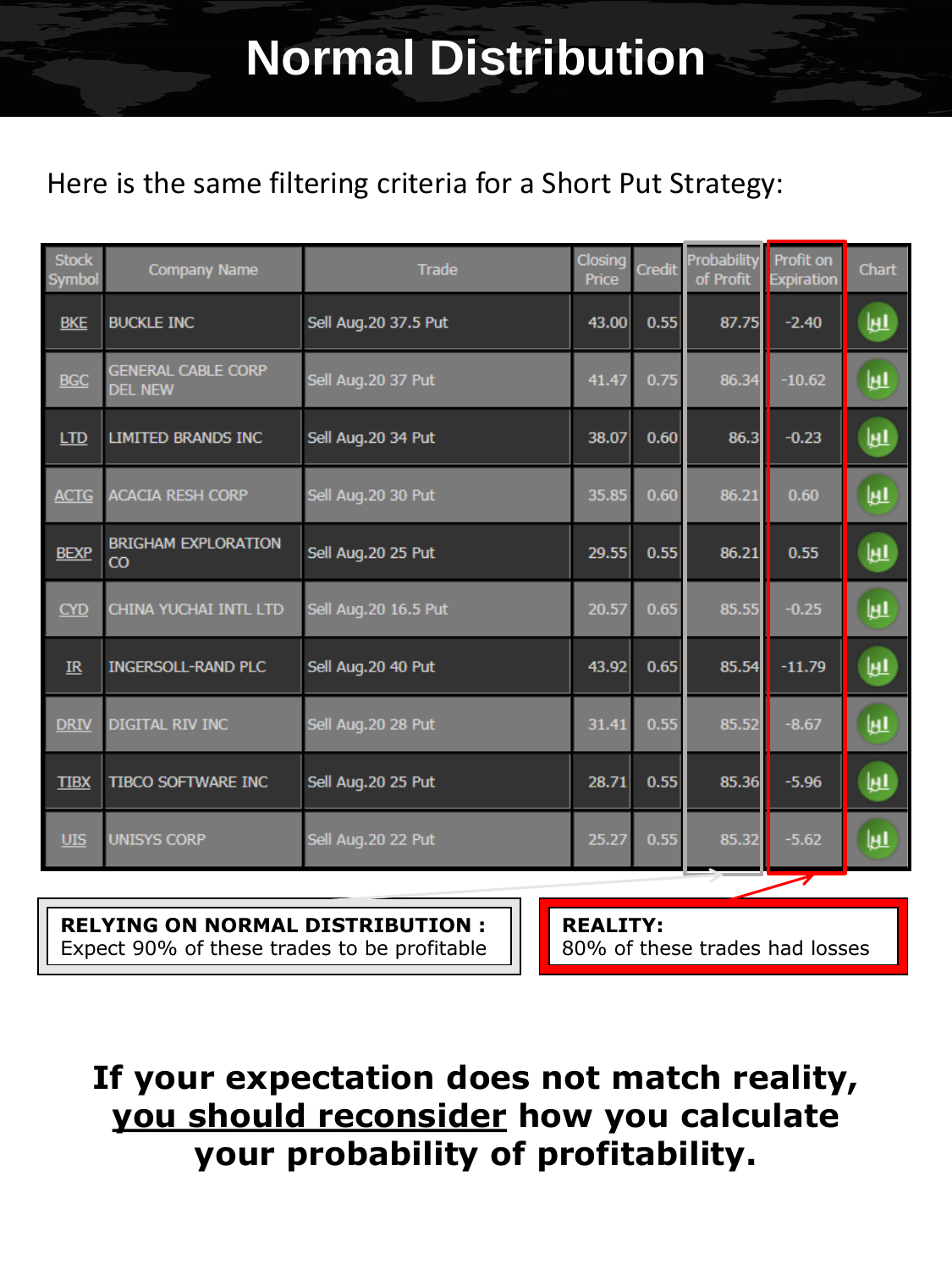# Normal Distribution

Here is the same filtering criteria for a Short Put Strategy:

| Stock Symbol | Company Name | Trade | Closing Price | Credit | Probability of Profit | Profit on Expiration | Chart |
|---|---|---|---|---|---|---|---|
| BKE | BUCKLE INC | Sell Aug.20 37.5 Put | 43.00 | 0.55 | 87.75 | -2.40 | |
| BGC | GENERAL CABLE CORP DEL NEW | Sell Aug.20 37 Put | 41.47 | 0.75 | 86.34 | -10.62 | |
| LTD | LIMITED BRANDS INC | Sell Aug.20 34 Put | 38.07 | 0.60 | 86.3 | -0.23 | |
| ACTG | ACACIA RESH CORP | Sell Aug.20 30 Put | 35.85 | 0.60 | 86.21 | 0.60 | |
| BEXP | BRIGHAM EXPLORATION CO | Sell Aug.20 25 Put | 29.55 | 0.55 | 86.21 | 0.55 | |
| CYD | CHINA YUCHAI INTL LTD | Sell Aug.20 16.5 Put | 20.57 | 0.65 | 85.55 | -0.25 | |
| IR | INGERSOLL-RAND PLC | Sell Aug.20 40 Put | 43.92 | 0.65 | 85.54 | -11.79 | |
| DRIV | DIGITAL RIV INC | Sell Aug.20 28 Put | 31.41 | 0.55 | 85.52 | -8.67 | |
| TIBX | TIBCO SOFTWARE INC | Sell Aug.20 25 Put | 28.71 | 0.55 | 85.36 | -5.96 | |
| UIS | UNISYS CORP | Sell Aug.20 22 Put | 25.27 | 0.55 | 85.32 | -5.62 | |

**RELYING ON NORMAL DISTRIBUTION :**
Expect 90% of these trades to be profitable

**REALITY:**
80% of these trades had losses

**If your expectation does not match reality, <u>you should reconsider</u> how you calculate your probability of profitability.**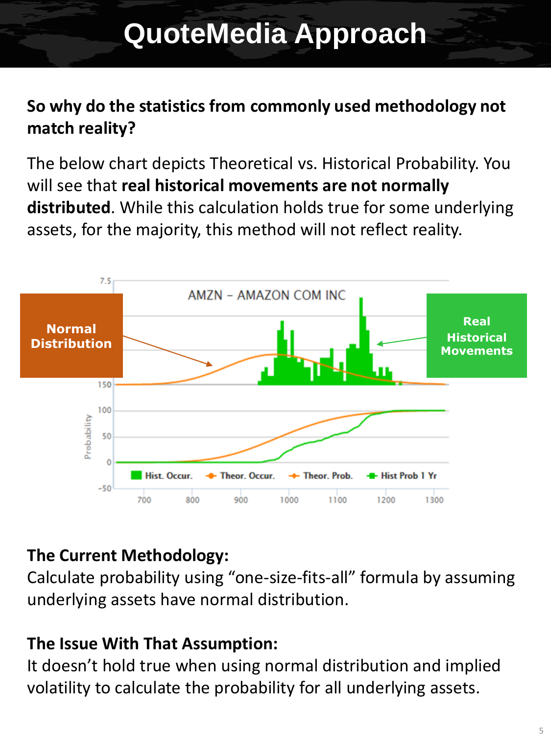# QuoteMedia Approach

**So why do the statistics from commonly used methodology not match reality?**

The below chart depicts Theoretical vs. Historical Probability. You will see that **real historical movements are not normally distributed**. While this calculation holds true for some underlying assets, for the majority, this method will not reflect reality.

**The Current Methodology:**
Calculate probability using "one-size-fits-all" formula by assuming underlying assets have normal distribution.

**The Issue With That Assumption:**
It doesn't hold true when using normal distribution and implied volatility to calculate the probability for all underlying assets.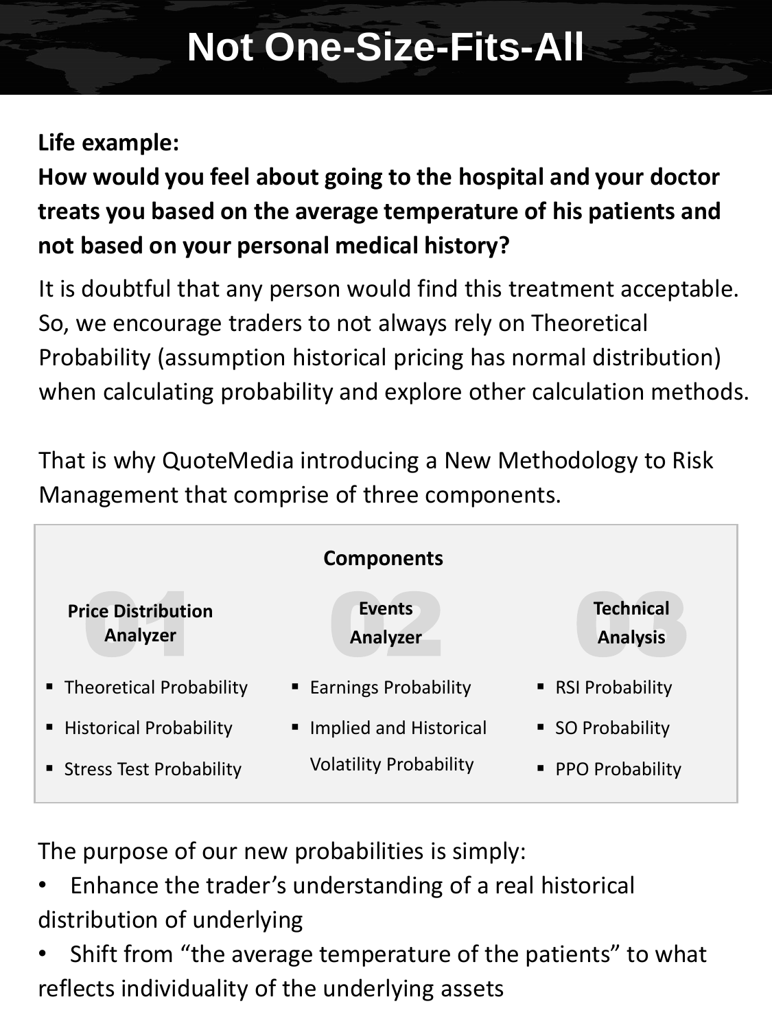# Not One-Size-Fits-All

**Life example:**

**How would you feel about going to the hospital and your doctor treats you based on the average temperature of his patients and not based on your personal medical history?**

It is doubtful that any person would find this treatment acceptable. So, we encourage traders to not always rely on Theoretical Probability (assumption historical pricing has normal distribution) when calculating probability and explore other calculation methods.

That is why QuoteMedia introducing a New Methodology to Risk Management that comprise of three components.

**Components**

| 01 Price Distribution Analyzer | 02 Events Analyzer | 03 Technical Analysis |
|---|---|---|
| ▪ Theoretical Probability | ▪ Earnings Probability | ▪ RSI Probability |
| ▪ Historical Probability | ▪ Implied and Historical Volatility Probability | ▪ SO Probability |
| ▪ Stress Test Probability | | ▪ PPO Probability |

The purpose of our new probabilities is simply:

- Enhance the trader's understanding of a real historical distribution of underlying
- Shift from "the average temperature of the patients" to what reflects individuality of the underlying assets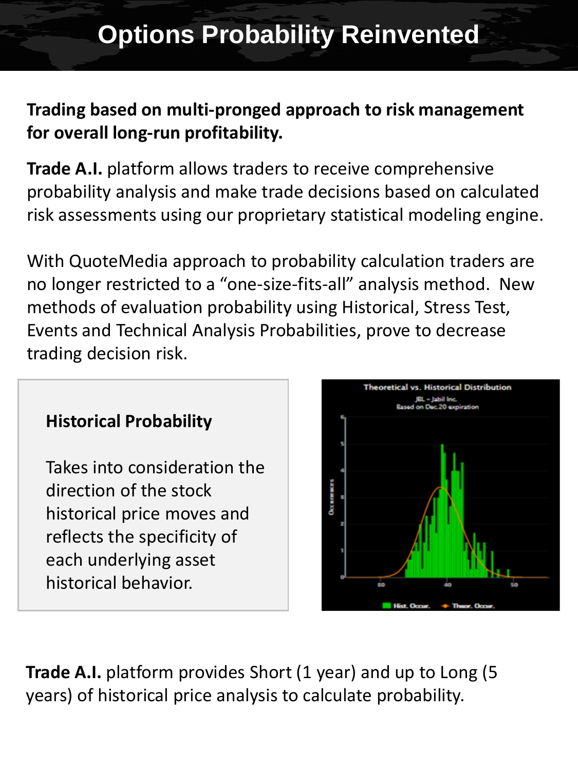# Options Probability Reinvented

**Trading based on multi-pronged approach to risk management for overall long-run profitability.**

**Trade A.I.** platform allows traders to receive comprehensive probability analysis and make trade decisions based on calculated risk assessments using our proprietary statistical modeling engine.

With QuoteMedia approach to probability calculation traders are no longer restricted to a "one-size-fits-all" analysis method. New methods of evaluation probability using Historical, Stress Test, Events and Technical Analysis Probabilities, prove to decrease trading decision risk.

### Historical Probability

Takes into consideration the direction of the stock historical price moves and reflects the specificity of each underlying asset historical behavior.

Theoretical vs. Historical Distribution
JBL – Jabil Inc.
Based on Dec.20 expiration

**Trade A.I.** platform provides Short (1 year) and up to Long (5 years) of historical price analysis to calculate probability.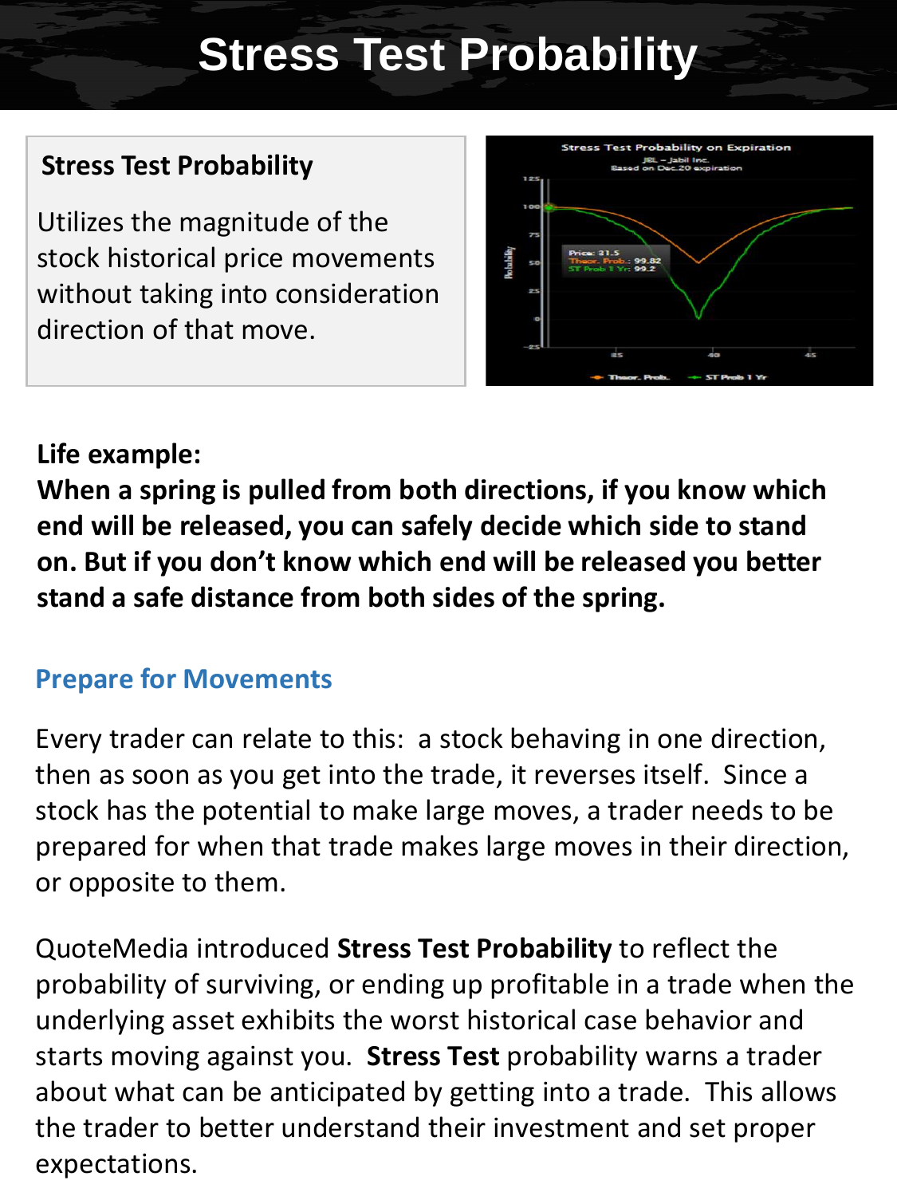# Stress Test Probability

## Stress Test Probability

Utilizes the magnitude of the stock historical price movements without taking into consideration direction of that move.

**Life example:**
**When a spring is pulled from both directions, if you know which end will be released, you can safely decide which side to stand on. But if you don't know which end will be released you better stand a safe distance from both sides of the spring.**

### Prepare for Movements

Every trader can relate to this: a stock behaving in one direction, then as soon as you get into the trade, it reverses itself. Since a stock has the potential to make large moves, a trader needs to be prepared for when that trade makes large moves in their direction, or opposite to them.

QuoteMedia introduced **Stress Test Probability** to reflect the probability of surviving, or ending up profitable in a trade when the underlying asset exhibits the worst historical case behavior and starts moving against you. **Stress Test** probability warns a trader about what can be anticipated by getting into a trade. This allows the trader to better understand their investment and set proper expectations.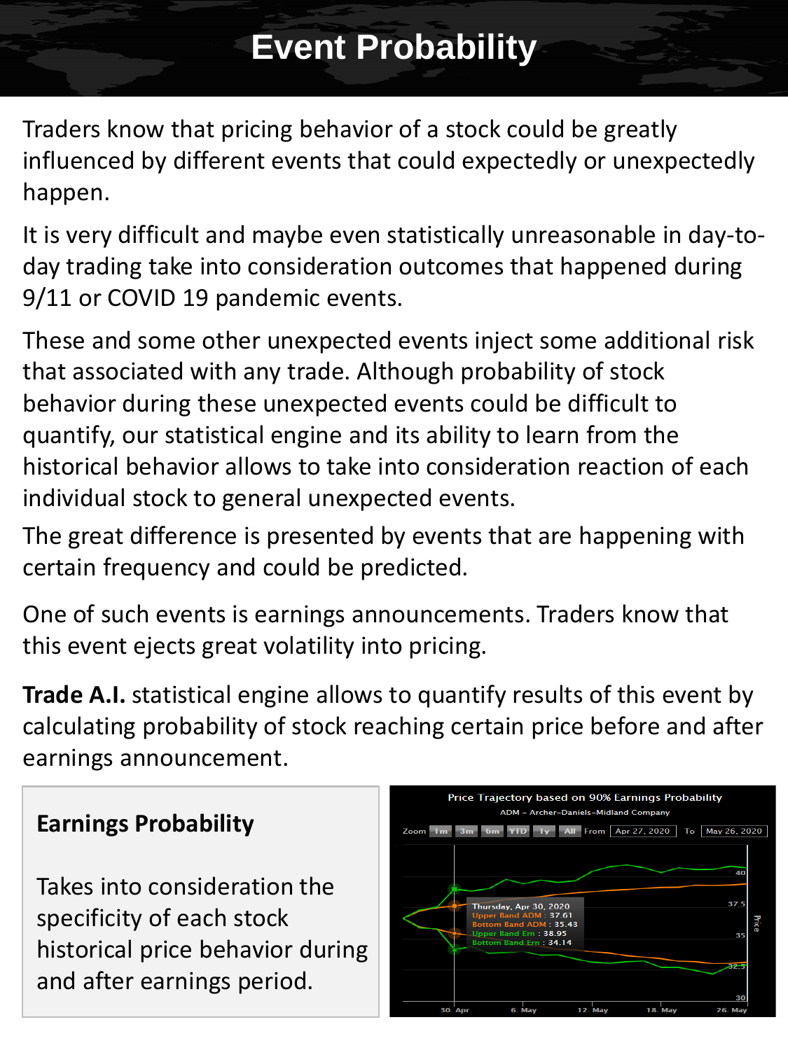# Event Probability

Traders know that pricing behavior of a stock could be greatly influenced by different events that could expectedly or unexpectedly happen.

It is very difficult and maybe even statistically unreasonable in day-to-day trading take into consideration outcomes that happened during 9/11 or COVID 19 pandemic events.

These and some other unexpected events inject some additional risk that associated with any trade. Although probability of stock behavior during these unexpected events could be difficult to quantify, our statistical engine and its ability to learn from the historical behavior allows to take into consideration reaction of each individual stock to general unexpected events.

The great difference is presented by events that are happening with certain frequency and could be predicted.

One of such events is earnings announcements. Traders know that this event ejects great volatility into pricing.

**Trade A.I.** statistical engine allows to quantify results of this event by calculating probability of stock reaching certain price before and after earnings announcement.

## Earnings Probability

Takes into consideration the specificity of each stock historical price behavior during and after earnings period.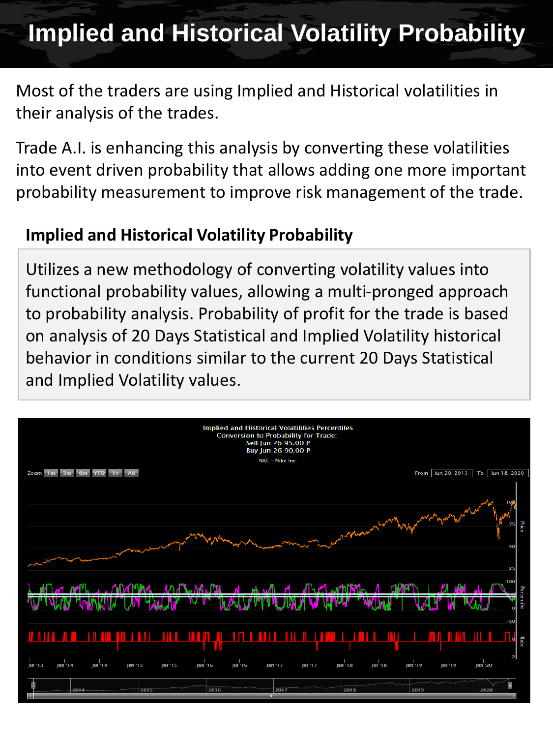# Implied and Historical Volatility Probability

Most of the traders are using Implied and Historical volatilities in their analysis of the trades.

Trade A.I. is enhancing this analysis by converting these volatilities into event driven probability that allows adding one more important probability measurement to improve risk management of the trade.

### Implied and Historical Volatility Probability

Utilizes a new methodology of converting volatility values into functional probability values, allowing a multi-pronged approach to probability analysis. Probability of profit for the trade is based on analysis of 20 Days Statistical and Implied Volatility historical behavior in conditions similar to the current 20 Days Statistical and Implied Volatility values.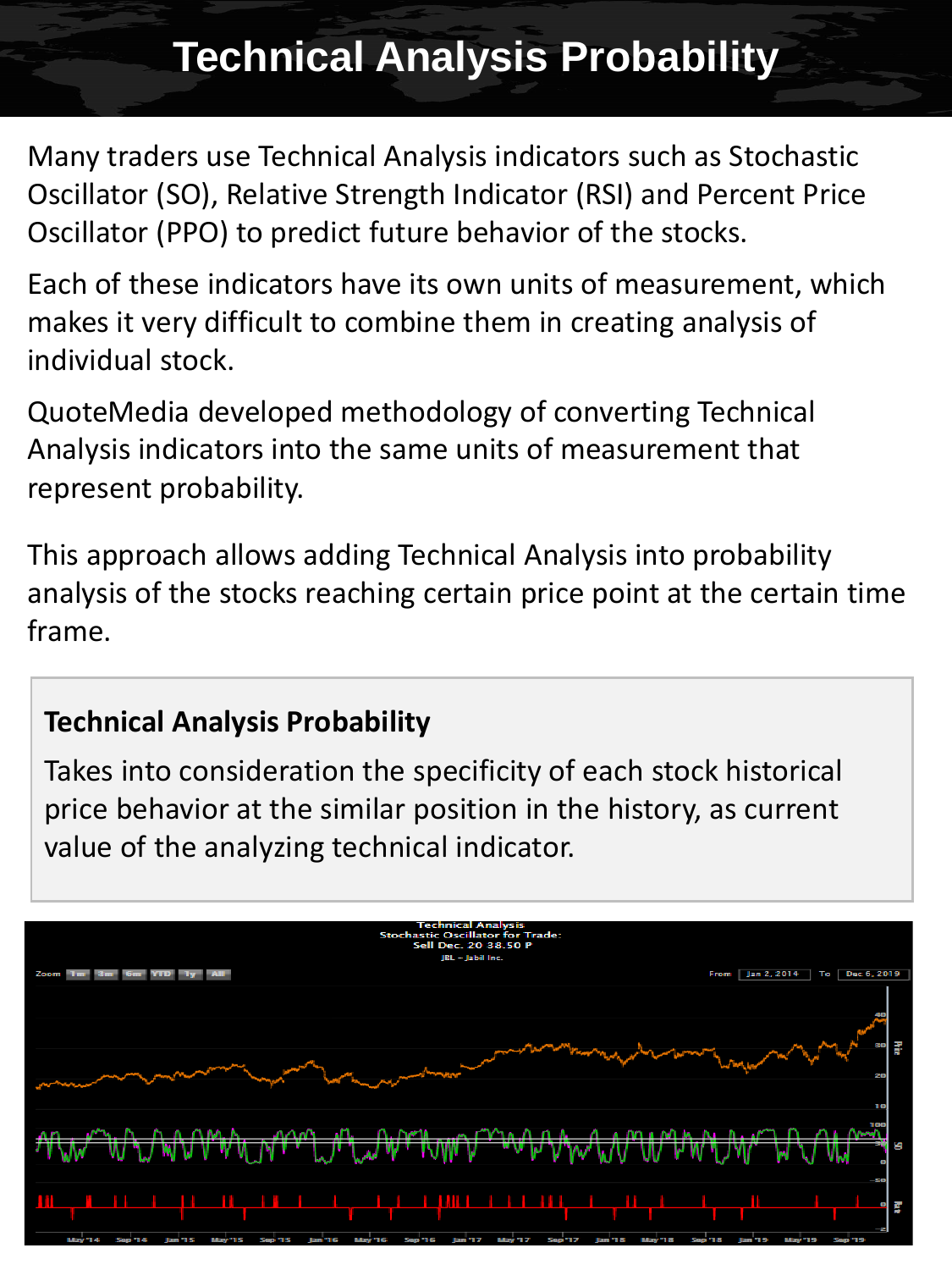# Technical Analysis Probability

Many traders use Technical Analysis indicators such as Stochastic Oscillator (SO), Relative Strength Indicator (RSI) and Percent Price Oscillator (PPO) to predict future behavior of the stocks.

Each of these indicators have its own units of measurement, which makes it very difficult to combine them in creating analysis of individual stock.

QuoteMedia developed methodology of converting Technical Analysis indicators into the same units of measurement that represent probability.

This approach allows adding Technical Analysis into probability analysis of the stocks reaching certain price point at the certain time frame.

> **Technical Analysis Probability**
>
> Takes into consideration the specificity of each stock historical price behavior at the similar position in the history, as current value of the analyzing technical indicator.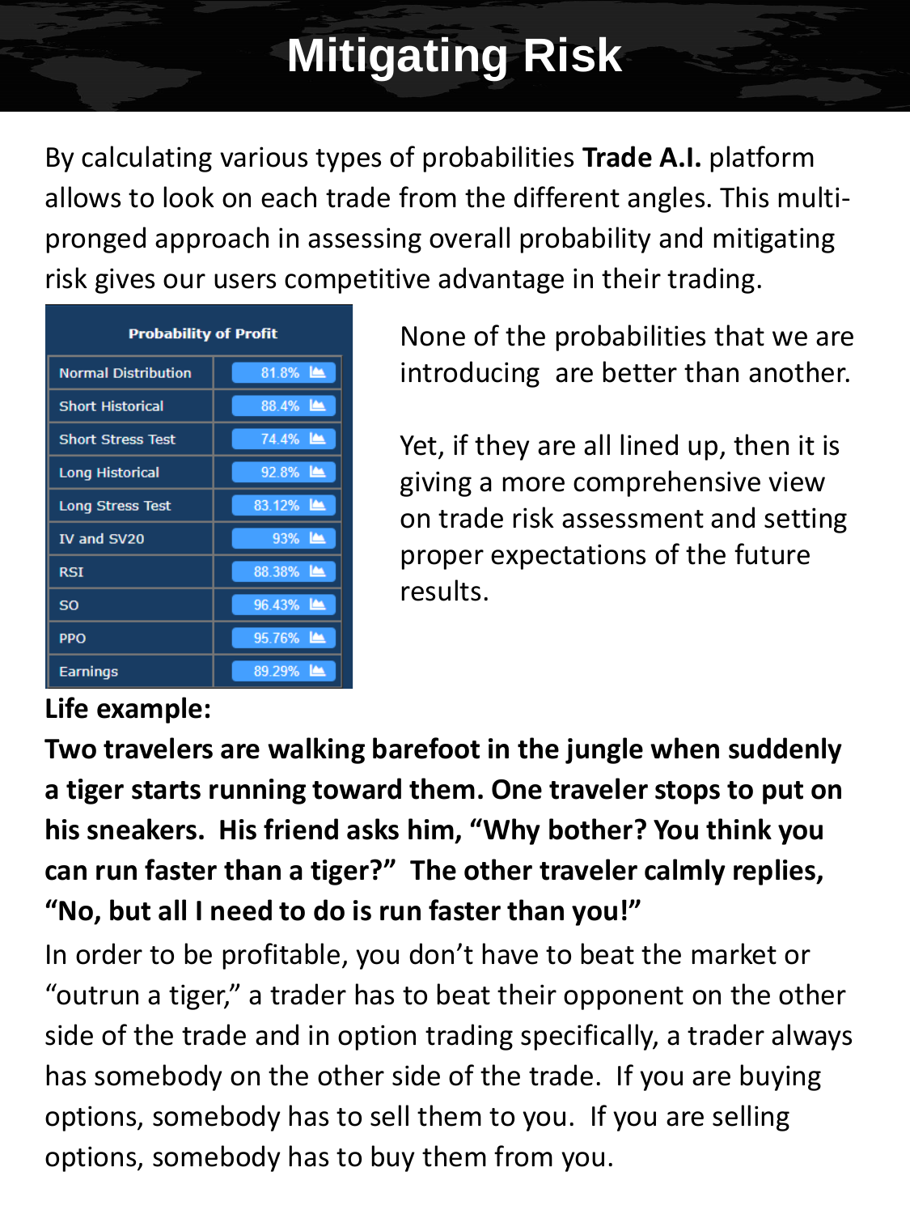# Mitigating Risk

By calculating various types of probabilities **Trade A.I.** platform allows to look on each trade from the different angles. This multi-pronged approach in assessing overall probability and mitigating risk gives our users competitive advantage in their trading.

| Probability of Profit | |
|---|---|
| Normal Distribution | 81.8% |
| Short Historical | 88.4% |
| Short Stress Test | 74.4% |
| Long Historical | 92.8% |
| Long Stress Test | 83.12% |
| IV and SV20 | 93% |
| RSI | 88.38% |
| SO | 96.43% |
| PPO | 95.76% |
| Earnings | 89.29% |

None of the probabilities that we are introducing are better than another.

Yet, if they are all lined up, then it is giving a more comprehensive view on trade risk assessment and setting proper expectations of the future results.

**Life example:**

**Two travelers are walking barefoot in the jungle when suddenly a tiger starts running toward them. One traveler stops to put on his sneakers. His friend asks him, "Why bother? You think you can run faster than a tiger?" The other traveler calmly replies, "No, but all I need to do is run faster than you!"**

In order to be profitable, you don't have to beat the market or "outrun a tiger," a trader has to beat their opponent on the other side of the trade and in option trading specifically, a trader always has somebody on the other side of the trade. If you are buying options, somebody has to sell them to you. If you are selling options, somebody has to buy them from you.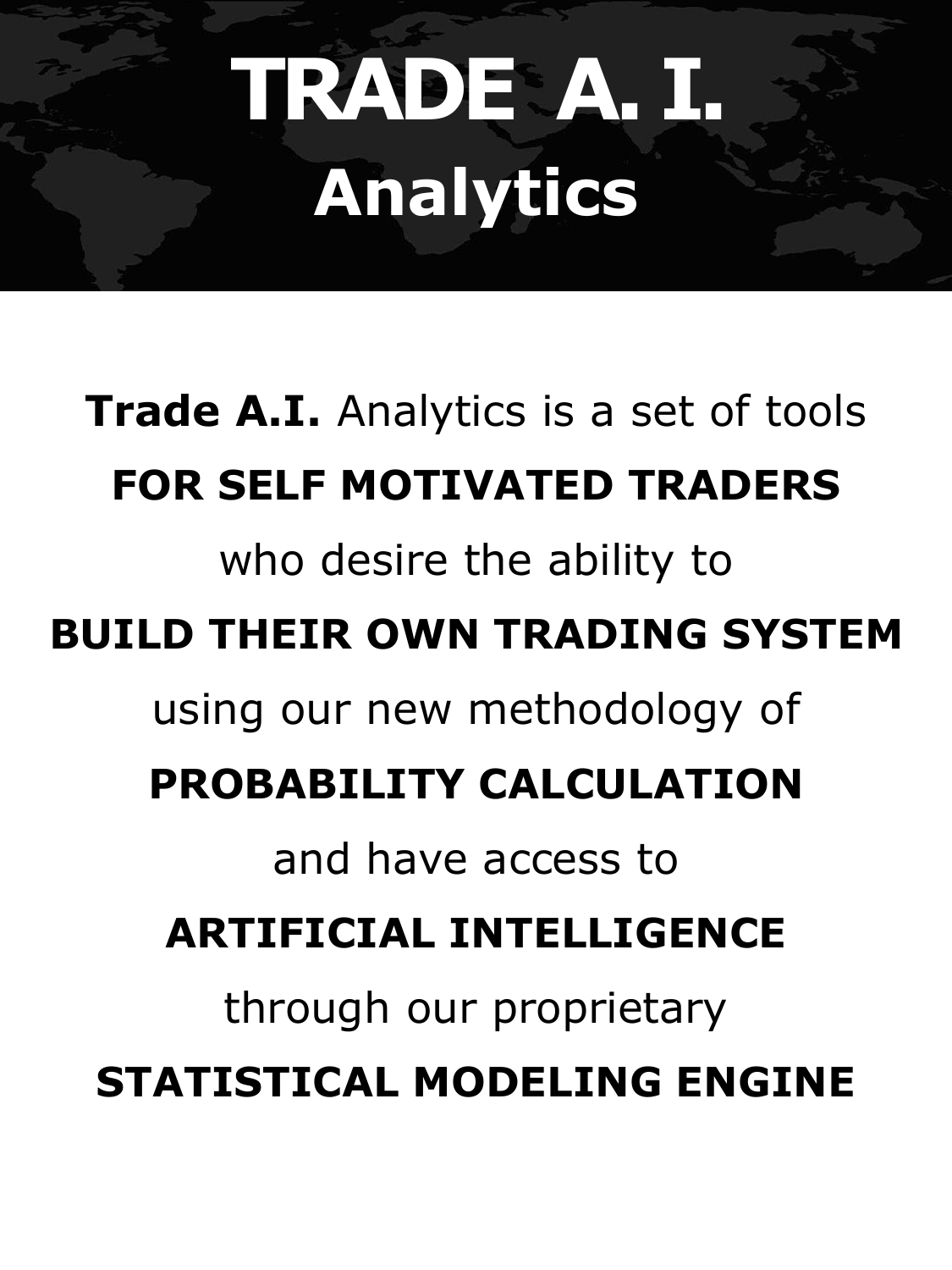# TRADE A. I.

## Analytics

**Trade A.I.** Analytics is a set of tools

**FOR SELF MOTIVATED TRADERS**

who desire the ability to

**BUILD THEIR OWN TRADING SYSTEM**

using our new methodology of

**PROBABILITY CALCULATION**

and have access to

**ARTIFICIAL INTELLIGENCE**

through our proprietary

**STATISTICAL MODELING ENGINE**